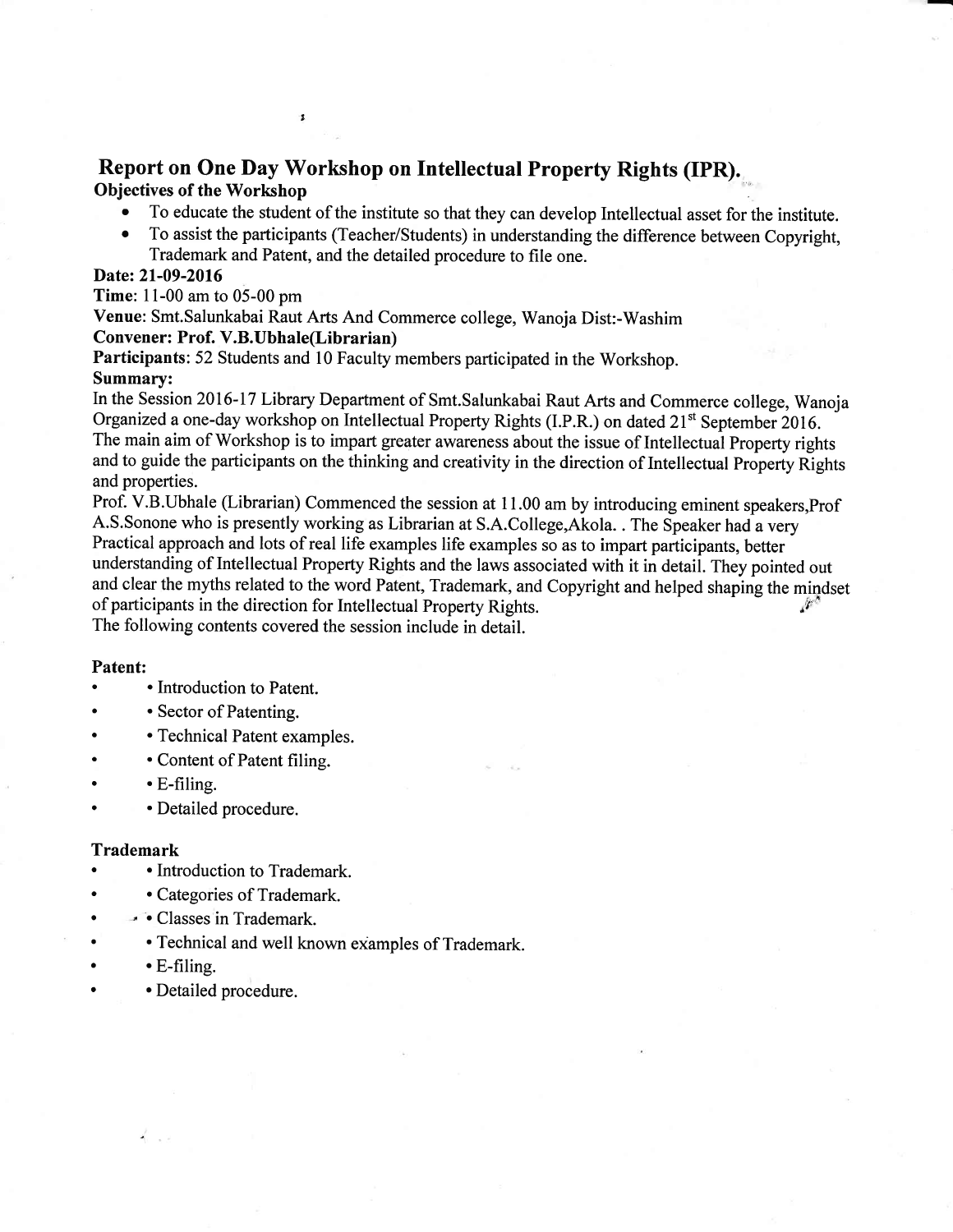# Report on One Day Workshop on Intellectual Property Rights (IPR).

**Objectives of the Workshop**

- To educate the student of the institute so that they can develop Intellectual asset for the institute.
- To assist the participants (Teacher/Students) in understanding the difference between Copyright, Trademark and Patent, and the detailed procedure to file one.

**Date: 21-09-2016**

**Time**: 11-00 am to 05-00 pm

**Venue**: Smt.Salunkabai Raut Arts And Commerce college, Wanoja Dist:-Washim

**Convener: Prof. V.B.Ubhale(Librarian)**

**Participants**: 52 Students and 10 Faculty members participated in the Workshop.

**Summary:**

In the Session 2016-17 Library Department of Smt.Salunkabai Raut Arts and Commerce college, Wanoja Organized a one-day workshop on Intellectual Property Rights (I.P.R.) on dated 21st September 2016. The main aim of Workshop is to impart greater awareness about the issue of Intellectual Property rights and to guide the participants on the thinking and creativity in the direction of Intellectual Property Rights and properties.

Prof. V.B.Ubhale (Librarian) Commenced the session at 11.00 am by introducing eminent speakers,Prof A.S.Sonone who is presently working as Librarian at S.A.College,Akola. . The Speaker had a very Practical approach and lots of real life examples life examples so as to impart participants, better understanding of Intellectual Property Rights and the laws associated with it in detail. They pointed out and clear the myths related to the word Patent, Trademark, and Copyright and helped shaping the mindset of participants in the direction for Intellectual Property Rights.

The following contents covered the session include in detail.

**Patent:**

- • Introduction to Patent.
- • Sector of Patenting.
- • Technical Patent examples.
- • Content of Patent filing.
- • E-filing.
- • Detailed procedure.

**Trademark**

- • Introduction to Trademark.
- • Categories of Trademark.
- • Classes in Trademark.
- • Technical and well known examples of Trademark.
- • E-filing.
- • Detailed procedure.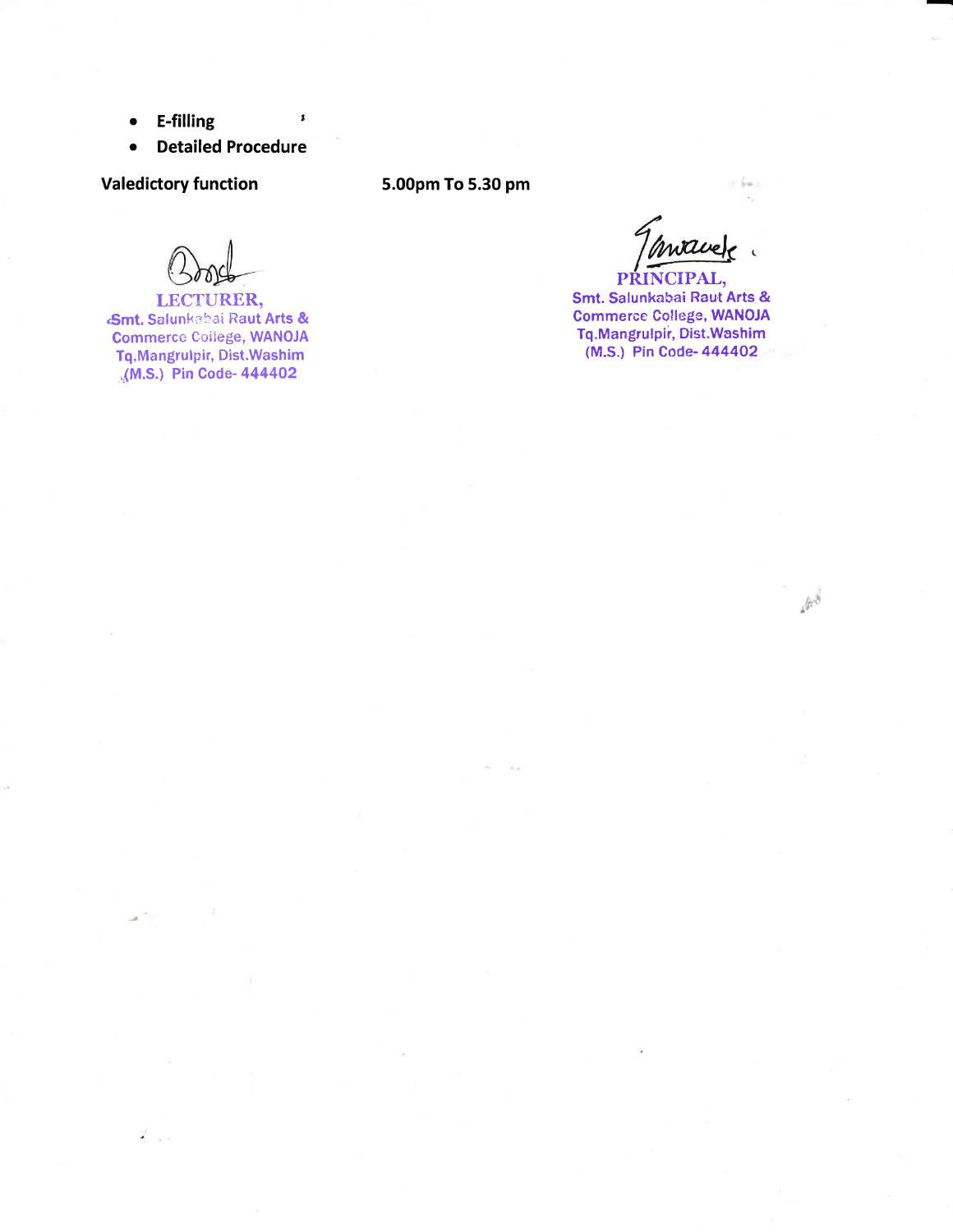- **E-filling**
- **Detailed Procedure**

**Valedictory function** **5.00pm To 5.30 pm**

LECTURER,
Smt. Salunkabai Raut Arts &
Commerce College, WANOJA
Tq.Mangrulpir, Dist.Washim
(M.S.) Pin Code- 444402

PRINCIPAL,
Smt. Salunkabai Raut Arts &
Commerce College, WANOJA
Tq.Mangrulpir, Dist.Washim
(M.S.) Pin Code- 444402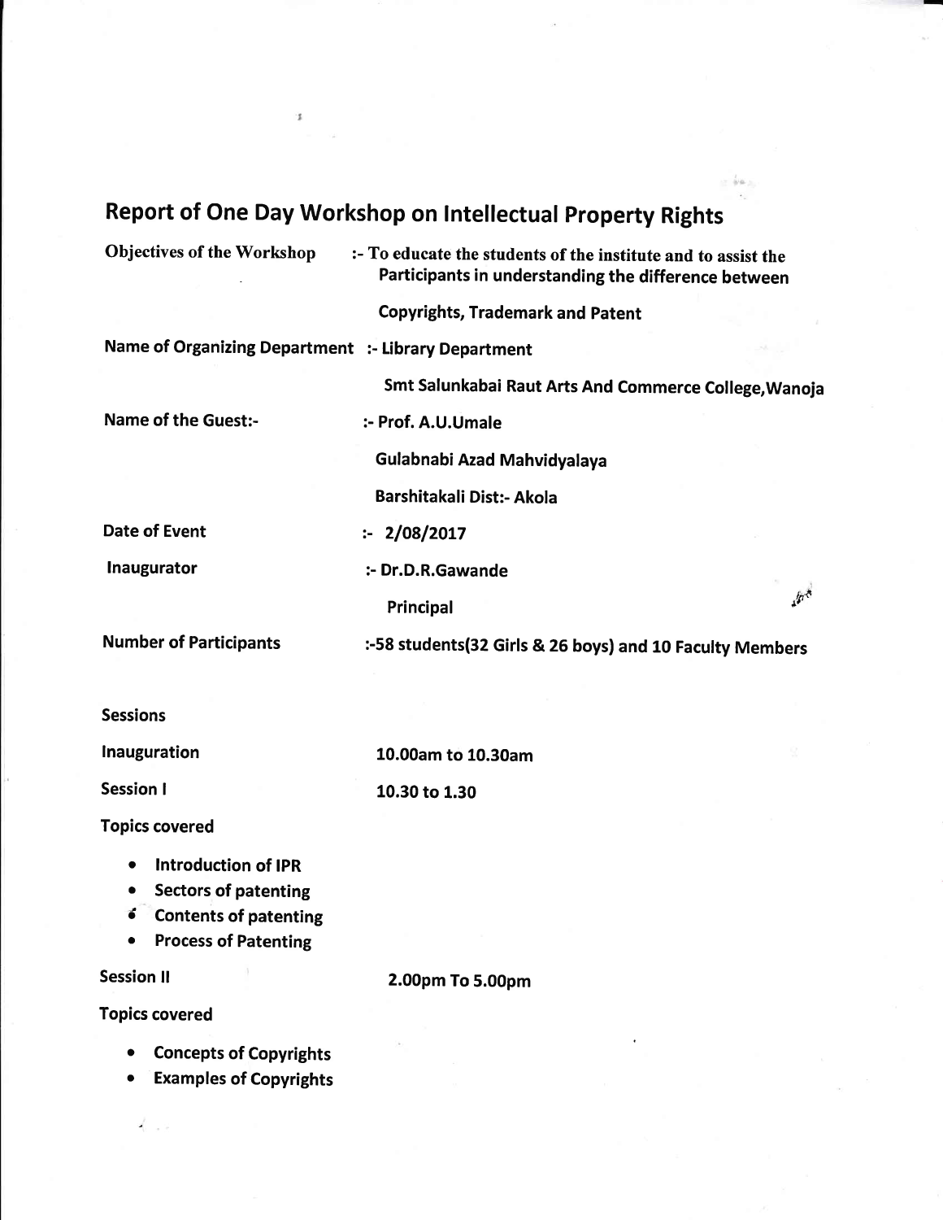# Report of One Day Workshop on Intellectual Property Rights

**Objectives of the Workshop** :- To educate the students of the institute and to assist the Participants in understanding the difference between Copyrights, Trademark and Patent

**Name of Organizing Department** :- Library Department
Smt Salunkabai Raut Arts And Commerce College,Wanoja

**Name of the Guest:-** :- Prof. A.U.Umale
Gulabnabi Azad Mahvidyalaya
Barshitakali Dist:- Akola

**Date of Event** :- 2/08/2017

**Inaugurator** :- Dr.D.R.Gawande
Principal

**Number of Participants** :-58 students(32 Girls & 26 boys) and 10 Faculty Members

**Sessions**

**Inauguration** 10.00am to 10.30am

**Session I** 10.30 to 1.30

**Topics covered**

- Introduction of IPR
- Sectors of patenting
- Contents of patenting
- Process of Patenting

**Session II** 2.00pm To 5.00pm

**Topics covered**

- Concepts of Copyrights
- Examples of Copyrights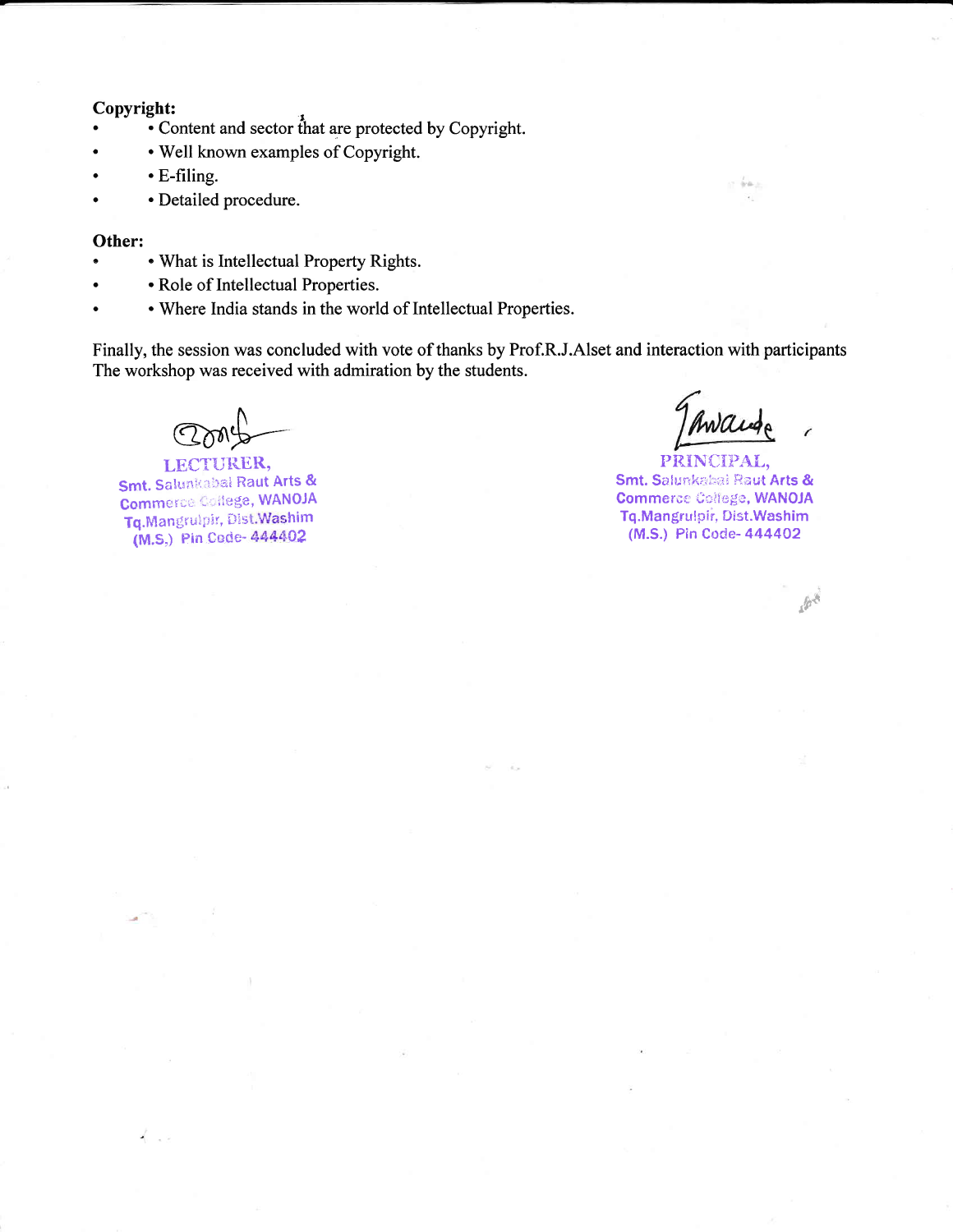**Copyright:**

- Content and sector that are protected by Copyright.
- Well known examples of Copyright.
- E-filing.
- Detailed procedure.

**Other:**

- What is Intellectual Property Rights.
- Role of Intellectual Properties.
- Where India stands in the world of Intellectual Properties.

Finally, the session was concluded with vote of thanks by Prof.R.J.Alset and interaction with participants The workshop was received with admiration by the students.

LECTURER,
Smt. Salunkabai Raut Arts & Commerce College, WANOJA
Tq.Mangrulpir, Dist.Washim
(M.S.) Pin Code- 444402

PRINCIPAL,
Smt. Salunkabai Raut Arts & Commerce College, WANOJA
Tq.Mangrulpir, Dist.Washim
(M.S.) Pin Code- 444402